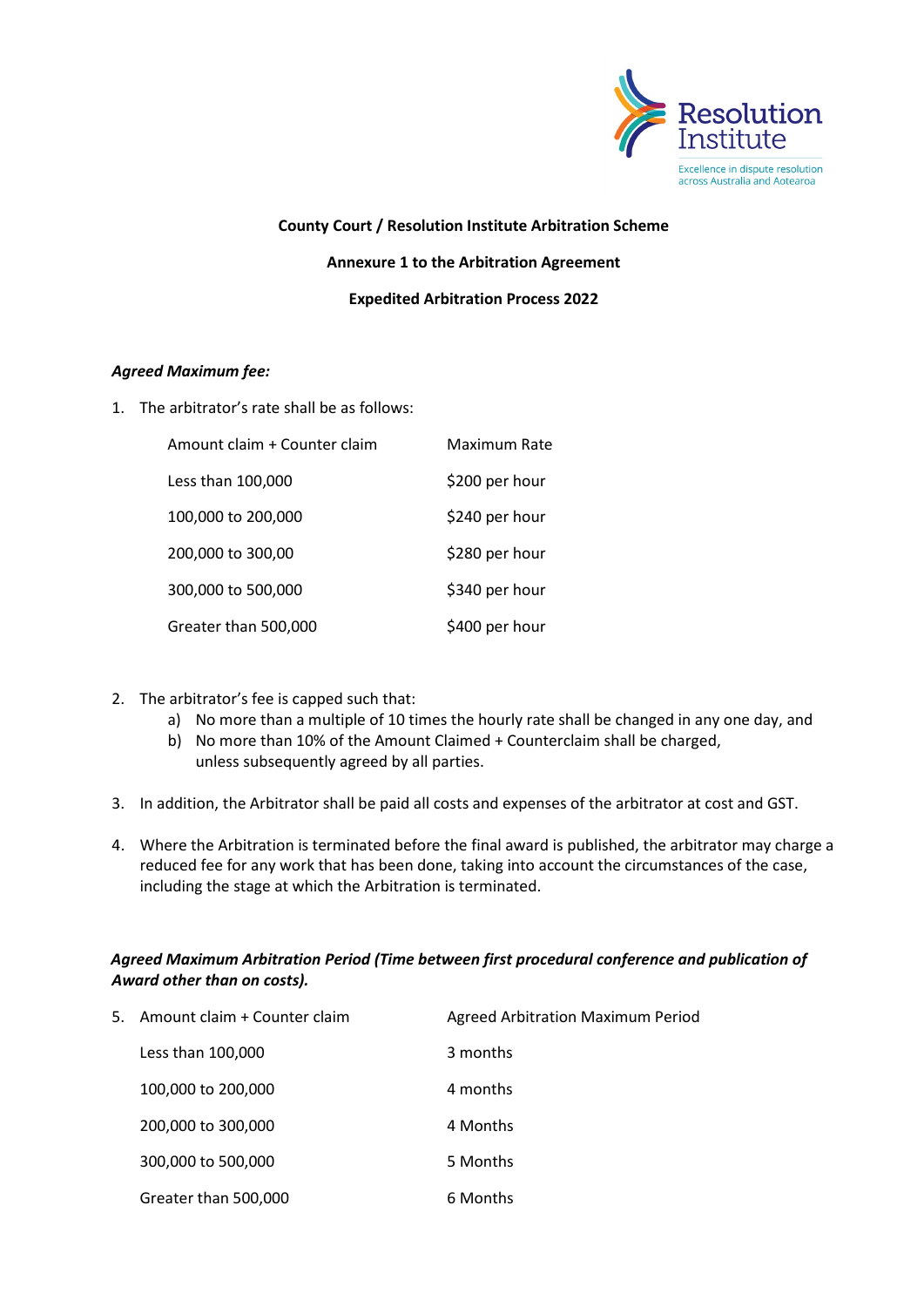**County Court / Resolution Institute Arbitration Scheme**

**Annexure 1 to the Arbitration Agreement**

**Expedited Arbitration Process 2022**

***Agreed Maximum fee:***

1. The arbitrator's rate shall be as follows:

| Amount claim + Counter claim | Maximum Rate |
|---|---|
| Less than 100,000 | $200 per hour |
| 100,000 to 200,000 | $240 per hour |
| 200,000 to 300,00 | $280 per hour |
| 300,000 to 500,000 | $340 per hour |
| Greater than 500,000 | $400 per hour |

2. The arbitrator's fee is capped such that:
   a) No more than a multiple of 10 times the hourly rate shall be changed in any one day, and
   b) No more than 10% of the Amount Claimed + Counterclaim shall be charged,
   unless subsequently agreed by all parties.

3. In addition, the Arbitrator shall be paid all costs and expenses of the arbitrator at cost and GST.

4. Where the Arbitration is terminated before the final award is published, the arbitrator may charge a reduced fee for any work that has been done, taking into account the circumstances of the case, including the stage at which the Arbitration is terminated.

***Agreed Maximum Arbitration Period (Time between first procedural conference and publication of Award other than on costs).***

5.

| Amount claim + Counter claim | Agreed Arbitration Maximum Period |
|---|---|
| Less than 100,000 | 3 months |
| 100,000 to 200,000 | 4 months |
| 200,000 to 300,000 | 4 Months |
| 300,000 to 500,000 | 5 Months |
| Greater than 500,000 | 6 Months |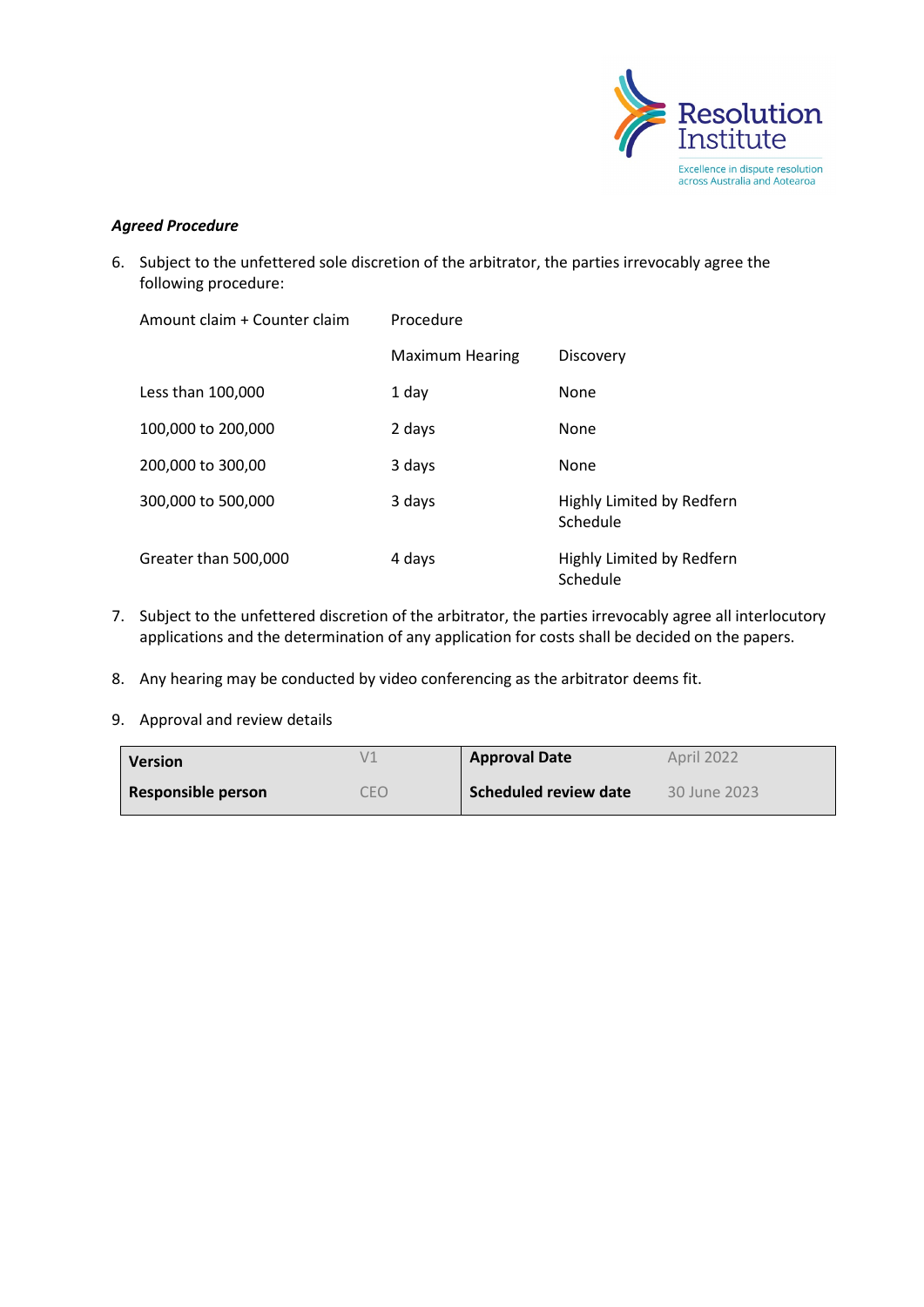*Agreed Procedure*

6. Subject to the unfettered sole discretion of the arbitrator, the parties irrevocably agree the following procedure:

| Amount claim + Counter claim | Procedure | |
|---|---|---|
| | Maximum Hearing | Discovery |
| Less than 100,000 | 1 day | None |
| 100,000 to 200,000 | 2 days | None |
| 200,000 to 300,00 | 3 days | None |
| 300,000 to 500,000 | 3 days | Highly Limited by Redfern Schedule |
| Greater than 500,000 | 4 days | Highly Limited by Redfern Schedule |

7. Subject to the unfettered discretion of the arbitrator, the parties irrevocably agree all interlocutory applications and the determination of any application for costs shall be decided on the papers.

8. Any hearing may be conducted by video conferencing as the arbitrator deems fit.

9. Approval and review details

| | | | |
|---|---|---|---|
| **Version** | V1 | **Approval Date** | April 2022 |
| **Responsible person** | CEO | **Scheduled review date** | 30 June 2023 |